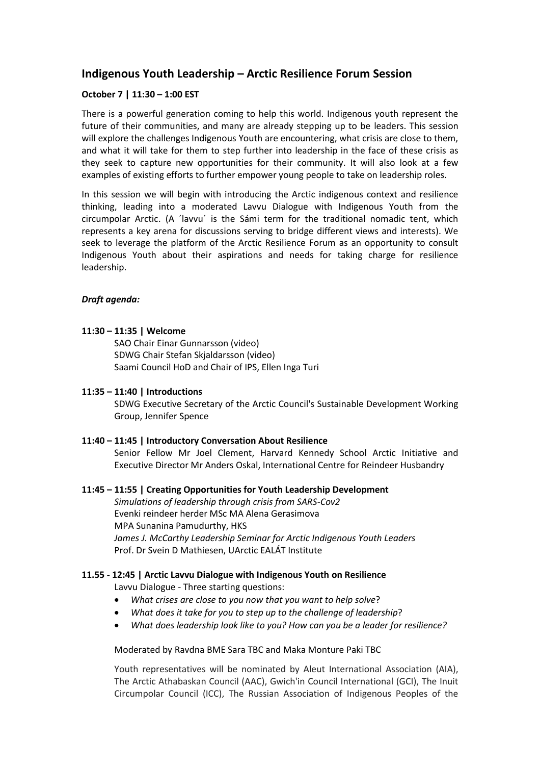## Indigenous Youth Leadership – Arctic Resilience Forum Session

**October 7 | 11:30 – 1:00 EST**

There is a powerful generation coming to help this world. Indigenous youth represent the future of their communities, and many are already stepping up to be leaders. This session will explore the challenges Indigenous Youth are encountering, what crisis are close to them, and what it will take for them to step further into leadership in the face of these crisis as they seek to capture new opportunities for their community. It will also look at a few examples of existing efforts to further empower young people to take on leadership roles.

In this session we will begin with introducing the Arctic indigenous context and resilience thinking, leading into a moderated Lavvu Dialogue with Indigenous Youth from the circumpolar Arctic. (A ´lavvu´ is the Sámi term for the traditional nomadic tent, which represents a key arena for discussions serving to bridge different views and interests). We seek to leverage the platform of the Arctic Resilience Forum as an opportunity to consult Indigenous Youth about their aspirations and needs for taking charge for resilience leadership.

***Draft agenda:***

**11:30 – 11:35 | Welcome**

SAO Chair Einar Gunnarsson (video)
SDWG Chair Stefan Skjaldarsson (video)
Saami Council HoD and Chair of IPS, Ellen Inga Turi

**11:35 – 11:40 | Introductions**

SDWG Executive Secretary of the Arctic Council's Sustainable Development Working Group, Jennifer Spence

**11:40 – 11:45 | Introductory Conversation About Resilience**

Senior Fellow Mr Joel Clement, Harvard Kennedy School Arctic Initiative and Executive Director Mr Anders Oskal, International Centre for Reindeer Husbandry

**11:45 – 11:55 | Creating Opportunities for Youth Leadership Development**

*Simulations of leadership through crisis from SARS-Cov2*
Evenki reindeer herder MSc MA Alena Gerasimova
MPA Sunanina Pamudurthy, HKS
*James J. McCarthy Leadership Seminar for Arctic Indigenous Youth Leaders*
Prof. Dr Svein D Mathiesen, UArctic EALÁT Institute

**11.55 - 12:45 | Arctic Lavvu Dialogue with Indigenous Youth on Resilience**

Lavvu Dialogue - Three starting questions:

- *What crises are close to you now that you want to help solve*?
- *What does it take for you to step up to the challenge of leadership*?
- *What does leadership look like to you? How can you be a leader for resilience?*

Moderated by Ravdna BME Sara TBC and Maka Monture Paki TBC

Youth representatives will be nominated by Aleut International Association (AIA), The Arctic Athabaskan Council (AAC), Gwich'in Council International (GCI), The Inuit Circumpolar Council (ICC), The Russian Association of Indigenous Peoples of the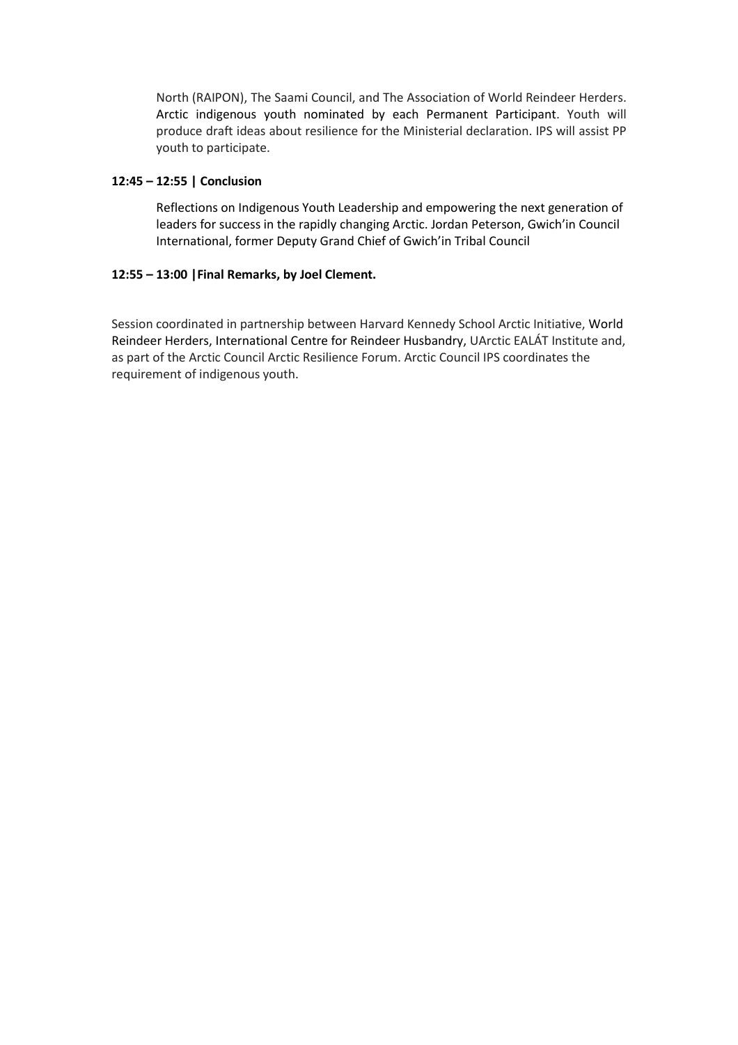North (RAIPON), The Saami Council, and The Association of World Reindeer Herders. Arctic indigenous youth nominated by each Permanent Participant. Youth will produce draft ideas about resilience for the Ministerial declaration. IPS will assist PP youth to participate.

**12:45 – 12:55 | Conclusion**

Reflections on Indigenous Youth Leadership and empowering the next generation of leaders for success in the rapidly changing Arctic. Jordan Peterson, Gwich'in Council International, former Deputy Grand Chief of Gwich'in Tribal Council

**12:55 – 13:00 |Final Remarks, by Joel Clement.**

Session coordinated in partnership between Harvard Kennedy School Arctic Initiative, World Reindeer Herders, International Centre for Reindeer Husbandry, UArctic EALÁT Institute and, as part of the Arctic Council Arctic Resilience Forum. Arctic Council IPS coordinates the requirement of indigenous youth.